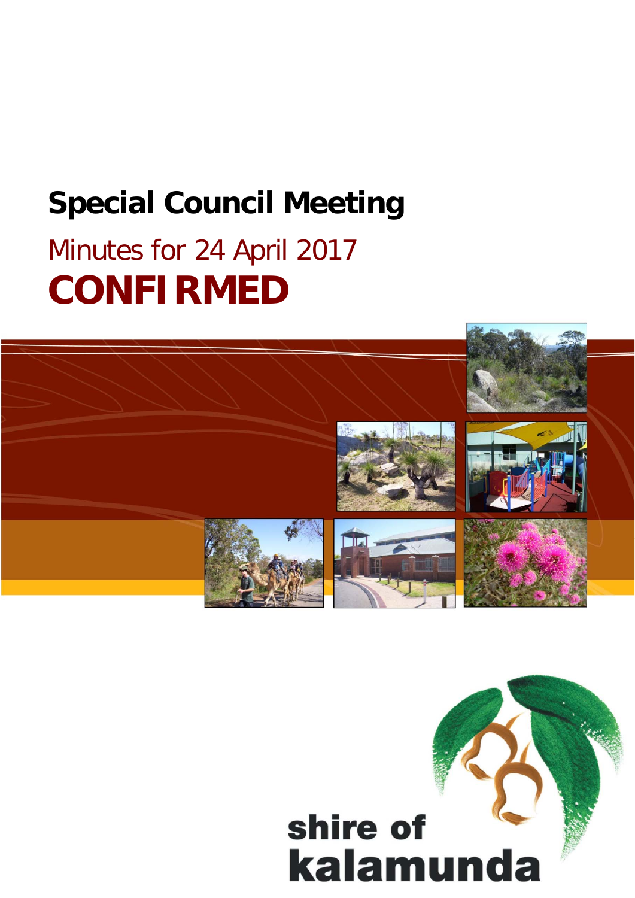# Special Council Meeting

## Minutes for 24 April 2017

# CONFIRMED

shire of kalamunda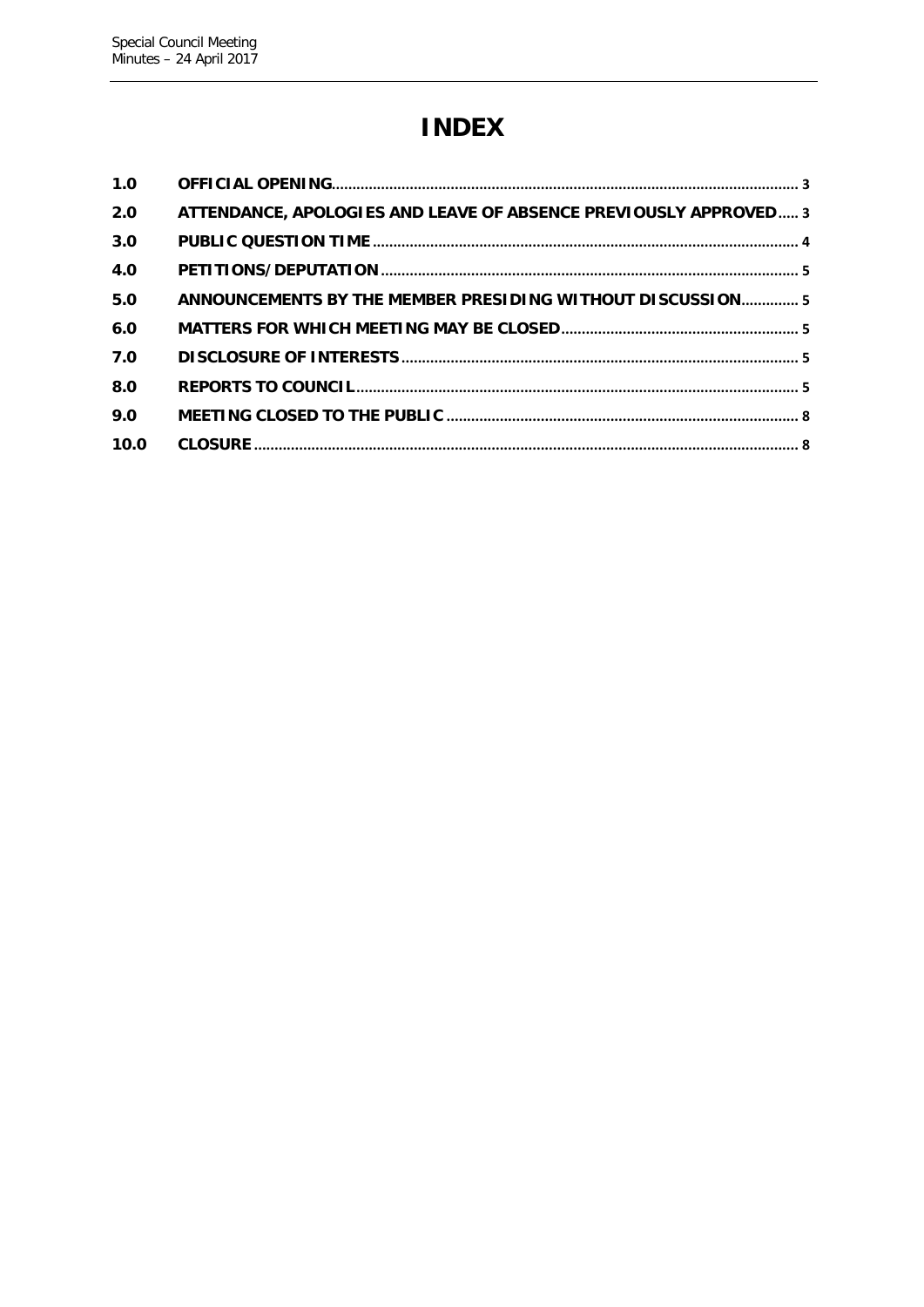# INDEX

| | | |
|---|---|---|
| 1.0 | **OFFICIAL OPENING** | 3 |
| 2.0 | **ATTENDANCE, APOLOGIES AND LEAVE OF ABSENCE PREVIOUSLY APPROVED** | 3 |
| 3.0 | **PUBLIC QUESTION TIME** | 4 |
| 4.0 | **PETITIONS/DEPUTATION** | 5 |
| 5.0 | **ANNOUNCEMENTS BY THE MEMBER PRESIDING WITHOUT DISCUSSION** | 5 |
| 6.0 | **MATTERS FOR WHICH MEETING MAY BE CLOSED** | 5 |
| 7.0 | **DISCLOSURE OF INTERESTS** | 5 |
| 8.0 | **REPORTS TO COUNCIL** | 5 |
| 9.0 | **MEETING CLOSED TO THE PUBLIC** | 8 |
| 10.0 | **CLOSURE** | 8 |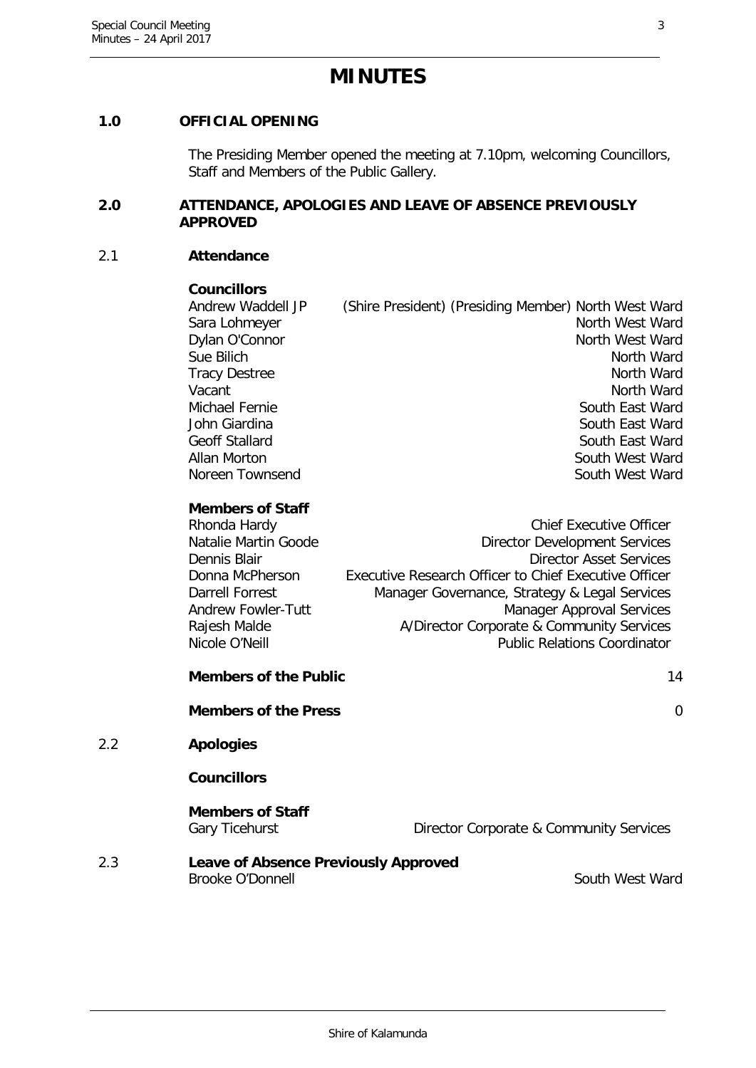# MINUTES

## 1.0 OFFICIAL OPENING

The Presiding Member opened the meeting at 7.10pm, welcoming Councillors, Staff and Members of the Public Gallery.

## 2.0 ATTENDANCE, APOLOGIES AND LEAVE OF ABSENCE PREVIOUSLY APPROVED

### 2.1 Attendance

**Councillors**

| | |
|---|---|
| Andrew Waddell JP | (Shire President) (Presiding Member) North West Ward |
| Sara Lohmeyer | North West Ward |
| Dylan O'Connor | North West Ward |
| Sue Bilich | North Ward |
| Tracy Destree | North Ward |
| Vacant | North Ward |
| Michael Fernie | South East Ward |
| John Giardina | South East Ward |
| Geoff Stallard | South East Ward |
| Allan Morton | South West Ward |
| Noreen Townsend | South West Ward |

**Members of Staff**

| | |
|---|---|
| Rhonda Hardy | Chief Executive Officer |
| Natalie Martin Goode | Director Development Services |
| Dennis Blair | Director Asset Services |
| Donna McPherson | Executive Research Officer to Chief Executive Officer |
| Darrell Forrest | Manager Governance, Strategy & Legal Services |
| Andrew Fowler-Tutt | Manager Approval Services |
| Rajesh Malde | A/Director Corporate & Community Services |
| Nicole O'Neill | Public Relations Coordinator |

**Members of the Public** 14

**Members of the Press** 0

### 2.2 Apologies

**Councillors**

**Members of Staff**

Gary Ticehurst — Director Corporate & Community Services

### 2.3 Leave of Absence Previously Approved

Brooke O'Donnell — South West Ward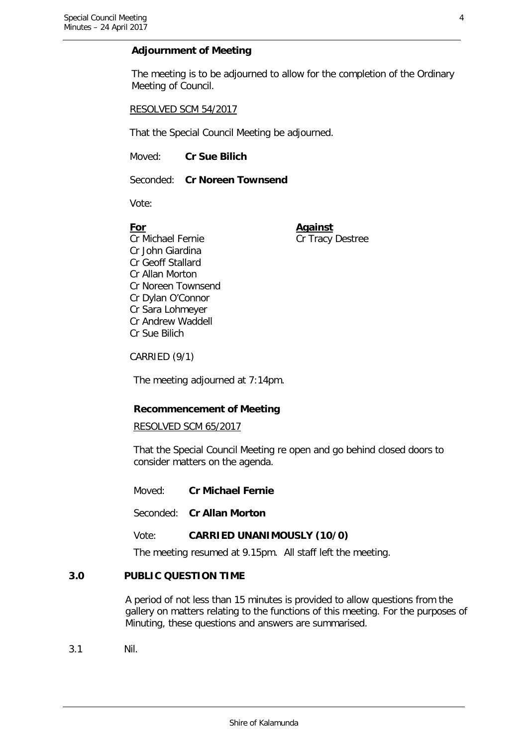**Adjournment of Meeting**

The meeting is to be adjourned to allow for the completion of the Ordinary Meeting of Council.

RESOLVED SCM 54/2017

That the Special Council Meeting be adjourned.

Moved: **Cr Sue Bilich**

Seconded: **Cr Noreen Townsend**

Vote:

| **For** | **Against** |
|---|---|
| Cr Michael Fernie | Cr Tracy Destree |
| Cr John Giardina | |
| Cr Geoff Stallard | |
| Cr Allan Morton | |
| Cr Noreen Townsend | |
| Cr Dylan O'Connor | |
| Cr Sara Lohmeyer | |
| Cr Andrew Waddell | |
| Cr Sue Bilich | |

CARRIED (9/1)

The meeting adjourned at 7:14pm.

**Recommencement of Meeting**

RESOLVED SCM 65/2017

That the Special Council Meeting re open and go behind closed doors to consider matters on the agenda.

Moved: **Cr Michael Fernie**

Seconded: **Cr Allan Morton**

Vote: **CARRIED UNANIMOUSLY (10/0)**

The meeting resumed at 9.15pm. All staff left the meeting.

## 3.0 PUBLIC QUESTION TIME

A period of not less than 15 minutes is provided to allow questions from the gallery on matters relating to the functions of this meeting. For the purposes of Minuting, these questions and answers are summarised.

3.1 Nil.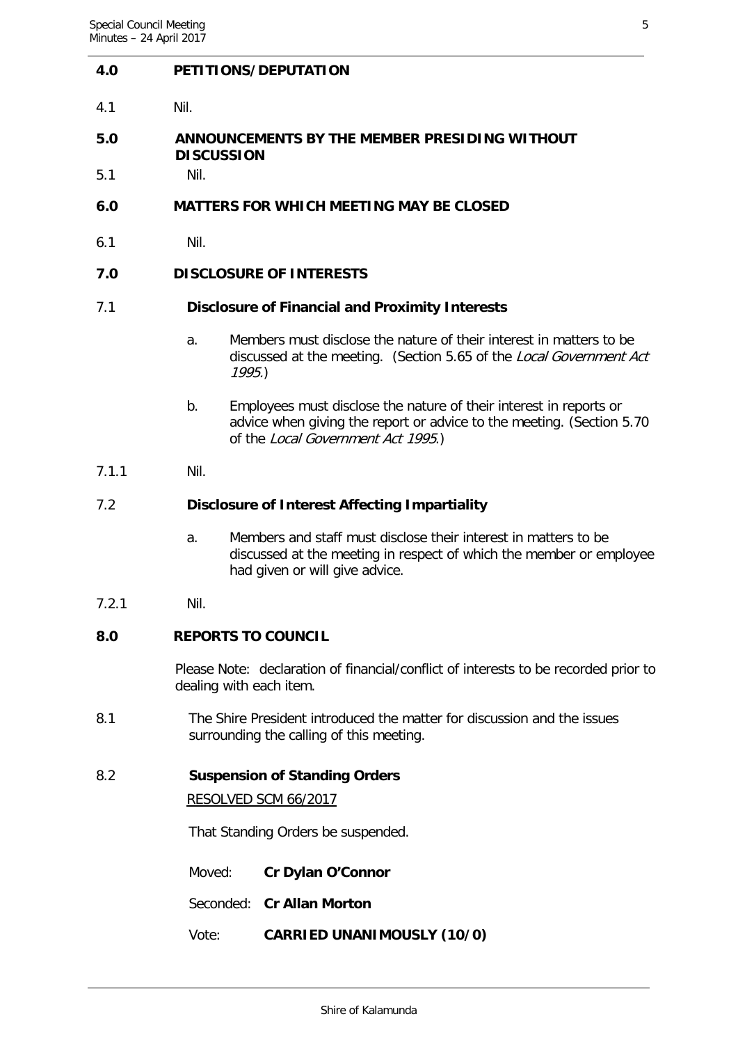## 4.0 PETITIONS/DEPUTATION

4.1 Nil.

## 5.0 ANNOUNCEMENTS BY THE MEMBER PRESIDING WITHOUT DISCUSSION

5.1 Nil.

## 6.0 MATTERS FOR WHICH MEETING MAY BE CLOSED

6.1 Nil.

## 7.0 DISCLOSURE OF INTERESTS

### 7.1 Disclosure of Financial and Proximity Interests

a. Members must disclose the nature of their interest in matters to be discussed at the meeting. (Section 5.65 of the *Local Government Act 1995*.)

b. Employees must disclose the nature of their interest in reports or advice when giving the report or advice to the meeting. (Section 5.70 of the *Local Government Act 1995*.)

7.1.1 Nil.

### 7.2 Disclosure of Interest Affecting Impartiality

a. Members and staff must disclose their interest in matters to be discussed at the meeting in respect of which the member or employee had given or will give advice.

7.2.1 Nil.

## 8.0 REPORTS TO COUNCIL

Please Note: declaration of financial/conflict of interests to be recorded prior to dealing with each item.

8.1 The Shire President introduced the matter for discussion and the issues surrounding the calling of this meeting.

### 8.2 Suspension of Standing Orders

RESOLVED SCM 66/2017

That Standing Orders be suspended.

Moved: **Cr Dylan O'Connor**

Seconded: **Cr Allan Morton**

Vote: **CARRIED UNANIMOUSLY (10/0)**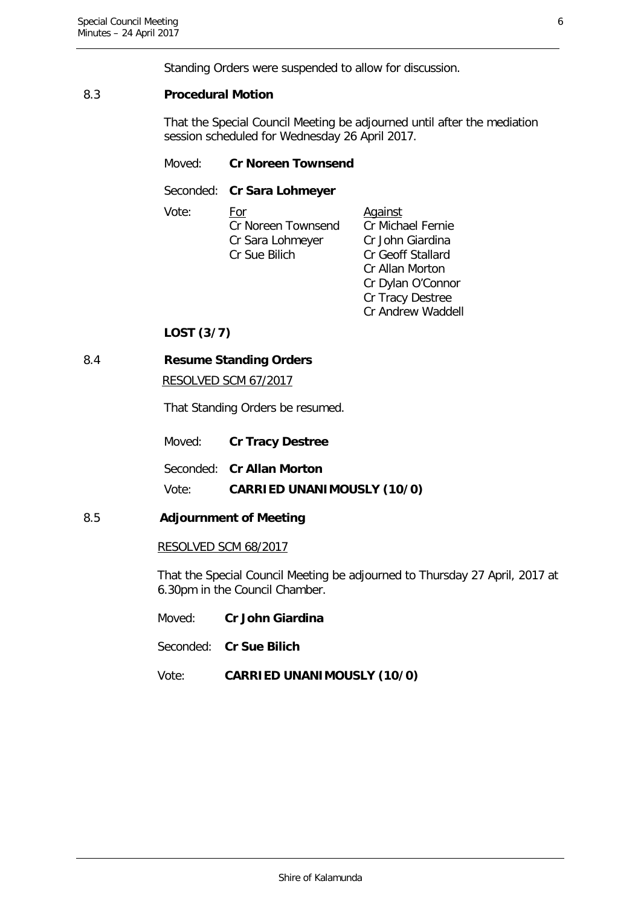Standing Orders were suspended to allow for discussion.

### 8.3 Procedural Motion

That the Special Council Meeting be adjourned until after the mediation session scheduled for Wednesday 26 April 2017.

Moved: **Cr Noreen Townsend**

Seconded: **Cr Sara Lohmeyer**

Vote:

| For | Against |
|---|---|
| Cr Noreen Townsend | Cr Michael Fernie |
| Cr Sara Lohmeyer | Cr John Giardina |
| Cr Sue Bilich | Cr Geoff Stallard |
| | Cr Allan Morton |
| | Cr Dylan O'Connor |
| | Cr Tracy Destree |
| | Cr Andrew Waddell |

**LOST (3/7)**

### 8.4 Resume Standing Orders

RESOLVED SCM 67/2017

That Standing Orders be resumed.

Moved: **Cr Tracy Destree**

Seconded: **Cr Allan Morton**

Vote: **CARRIED UNANIMOUSLY (10/0)**

### 8.5 Adjournment of Meeting

RESOLVED SCM 68/2017

That the Special Council Meeting be adjourned to Thursday 27 April, 2017 at 6.30pm in the Council Chamber.

Moved: **Cr John Giardina**

Seconded: **Cr Sue Bilich**

Vote: **CARRIED UNANIMOUSLY (10/0)**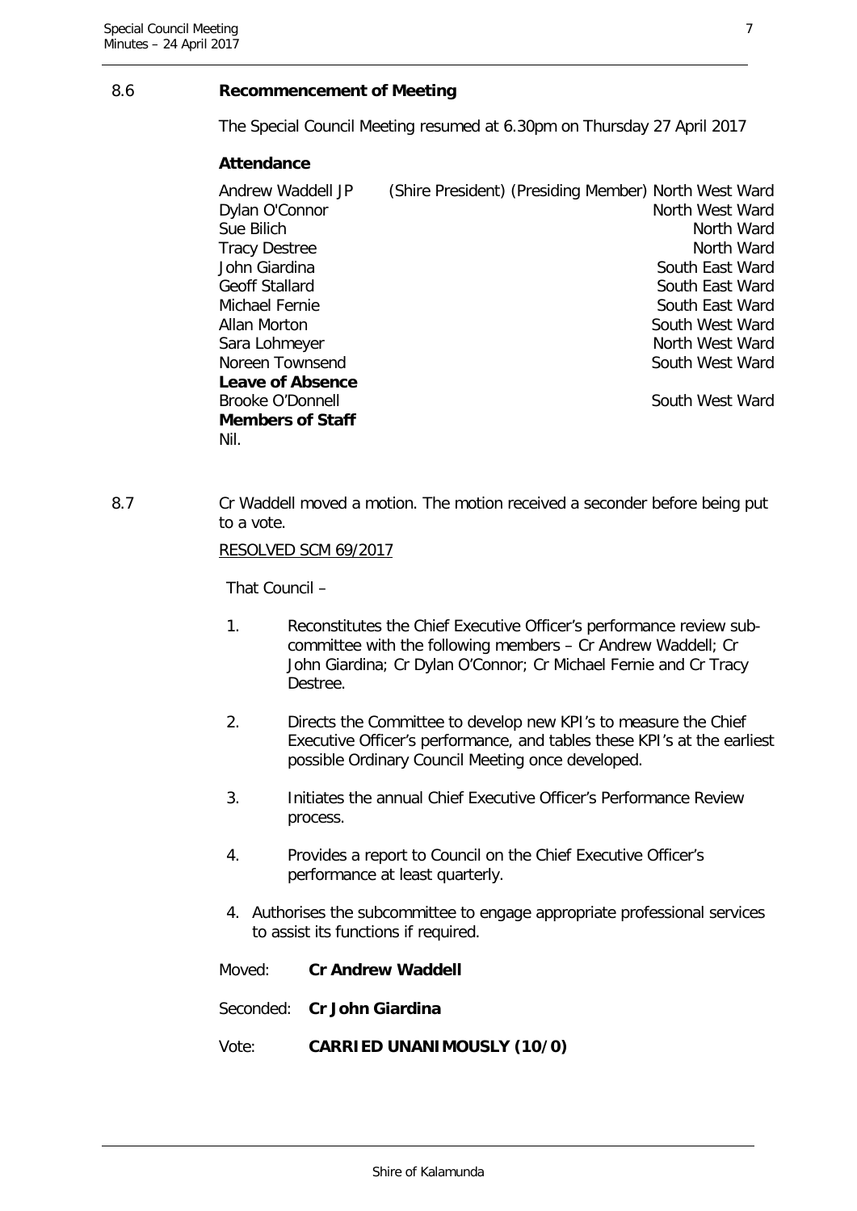8.6 **Recommencement of Meeting**

The Special Council Meeting resumed at 6.30pm on Thursday 27 April 2017

**Attendance**

| | | |
|---|---|---|
| Andrew Waddell JP | (Shire President) (Presiding Member) | North West Ward |
| Dylan O'Connor | | North West Ward |
| Sue Bilich | | North Ward |
| Tracy Destree | | North Ward |
| John Giardina | | South East Ward |
| Geoff Stallard | | South East Ward |
| Michael Fernie | | South East Ward |
| Allan Morton | | South West Ward |
| Sara Lohmeyer | | North West Ward |
| Noreen Townsend | | South West Ward |
| **Leave of Absence** | | |
| Brooke O'Donnell | | South West Ward |
| **Members of Staff** | | |
| Nil. | | |

8.7 Cr Waddell moved a motion. The motion received a seconder before being put to a vote.

RESOLVED SCM 69/2017

That Council –

1. Reconstitutes the Chief Executive Officer's performance review sub-committee with the following members – Cr Andrew Waddell; Cr John Giardina; Cr Dylan O'Connor; Cr Michael Fernie and Cr Tracy Destree.

2. Directs the Committee to develop new KPI's to measure the Chief Executive Officer's performance, and tables these KPI's at the earliest possible Ordinary Council Meeting once developed.

3. Initiates the annual Chief Executive Officer's Performance Review process.

4. Provides a report to Council on the Chief Executive Officer's performance at least quarterly.

4. Authorises the subcommittee to engage appropriate professional services to assist its functions if required.

Moved: **Cr Andrew Waddell**

Seconded: **Cr John Giardina**

Vote: **CARRIED UNANIMOUSLY (10/0)**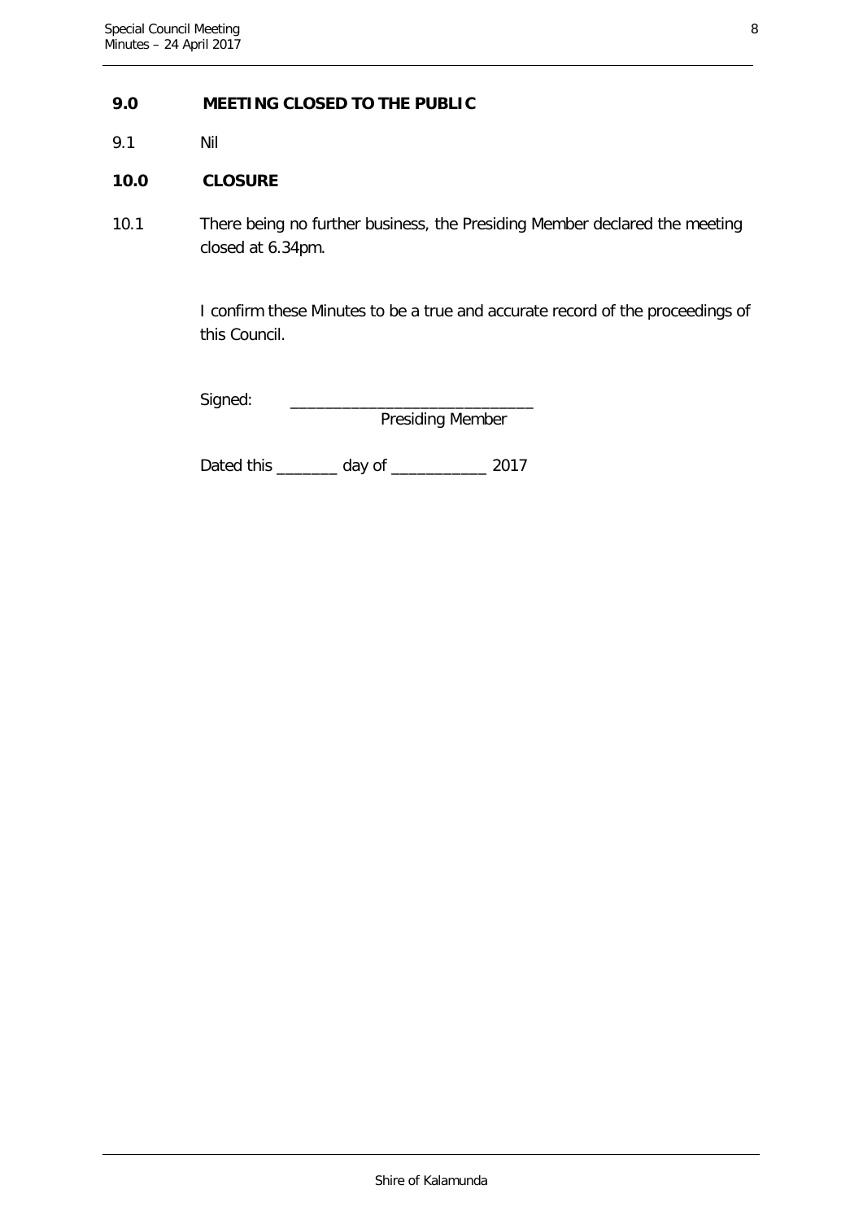## 9.0 MEETING CLOSED TO THE PUBLIC

9.1 Nil

## 10.0 CLOSURE

10.1 There being no further business, the Presiding Member declared the meeting closed at 6.34pm.

I confirm these Minutes to be a true and accurate record of the proceedings of this Council.

Signed: ____________________________
Presiding Member

Dated this _______ day of ___________ 2017